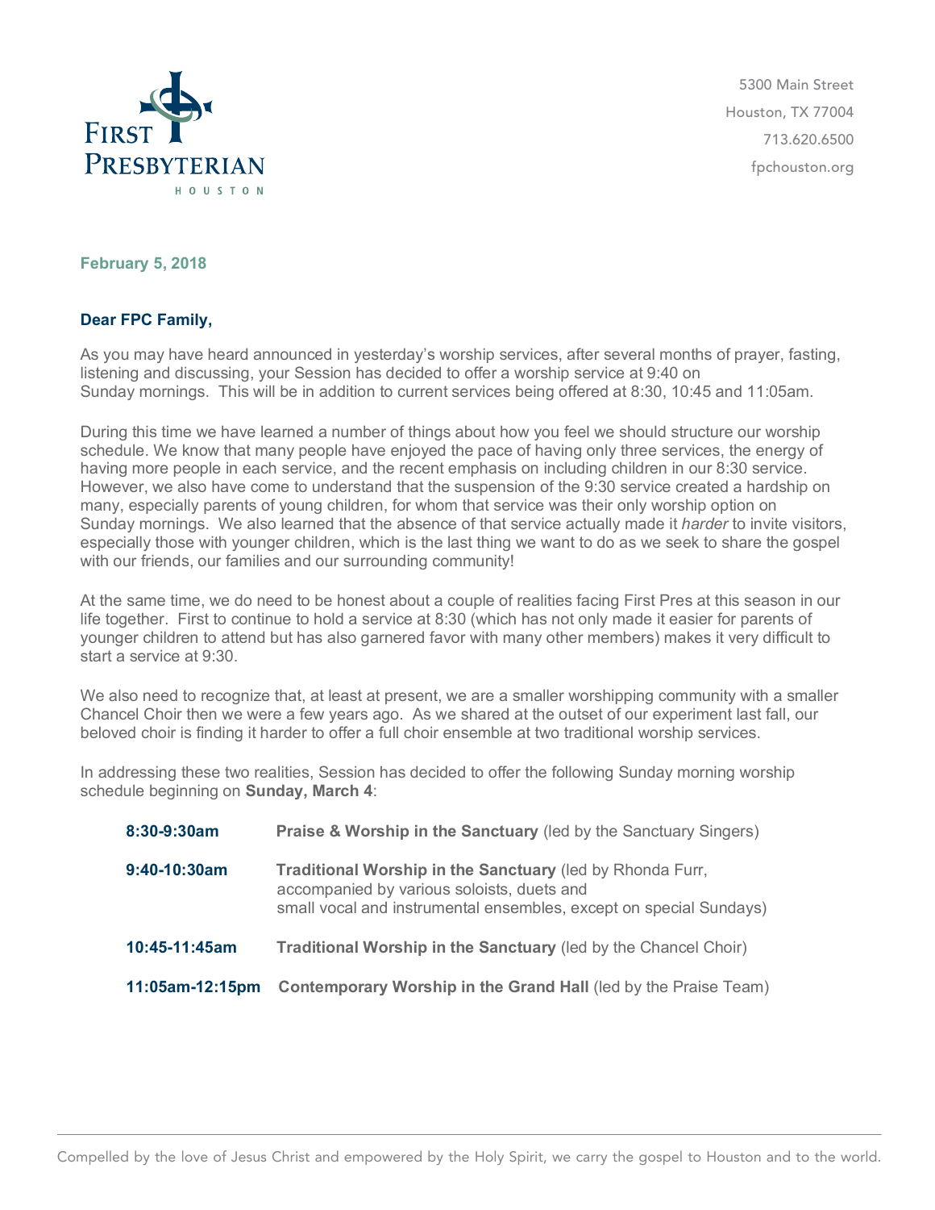First Presbyterian
HOUSTON

5300 Main Street
Houston, TX 77004
713.620.6500
fpchouston.org

**February 5, 2018**

**Dear FPC Family,**

As you may have heard announced in yesterday's worship services, after several months of prayer, fasting, listening and discussing, your Session has decided to offer a worship service at 9:40 on Sunday mornings. This will be in addition to current services being offered at 8:30, 10:45 and 11:05am.

During this time we have learned a number of things about how you feel we should structure our worship schedule. We know that many people have enjoyed the pace of having only three services, the energy of having more people in each service, and the recent emphasis on including children in our 8:30 service. However, we also have come to understand that the suspension of the 9:30 service created a hardship on many, especially parents of young children, for whom that service was their only worship option on Sunday mornings. We also learned that the absence of that service actually made it *harder* to invite visitors, especially those with younger children, which is the last thing we want to do as we seek to share the gospel with our friends, our families and our surrounding community!

At the same time, we do need to be honest about a couple of realities facing First Pres at this season in our life together. First to continue to hold a service at 8:30 (which has not only made it easier for parents of younger children to attend but has also garnered favor with many other members) makes it very difficult to start a service at 9:30.

We also need to recognize that, at least at present, we are a smaller worshipping community with a smaller Chancel Choir then we were a few years ago. As we shared at the outset of our experiment last fall, our beloved choir is finding it harder to offer a full choir ensemble at two traditional worship services.

In addressing these two realities, Session has decided to offer the following Sunday morning worship schedule beginning on **Sunday, March 4**:

| | |
|---|---|
| **8:30-9:30am** | **Praise & Worship in the Sanctuary** (led by the Sanctuary Singers) |
| **9:40-10:30am** | **Traditional Worship in the Sanctuary** (led by Rhonda Furr, accompanied by various soloists, duets and small vocal and instrumental ensembles, except on special Sundays) |
| **10:45-11:45am** | **Traditional Worship in the Sanctuary** (led by the Chancel Choir) |
| **11:05am-12:15pm** | **Contemporary Worship in the Grand Hall** (led by the Praise Team) |

Compelled by the love of Jesus Christ and empowered by the Holy Spirit, we carry the gospel to Houston and to the world.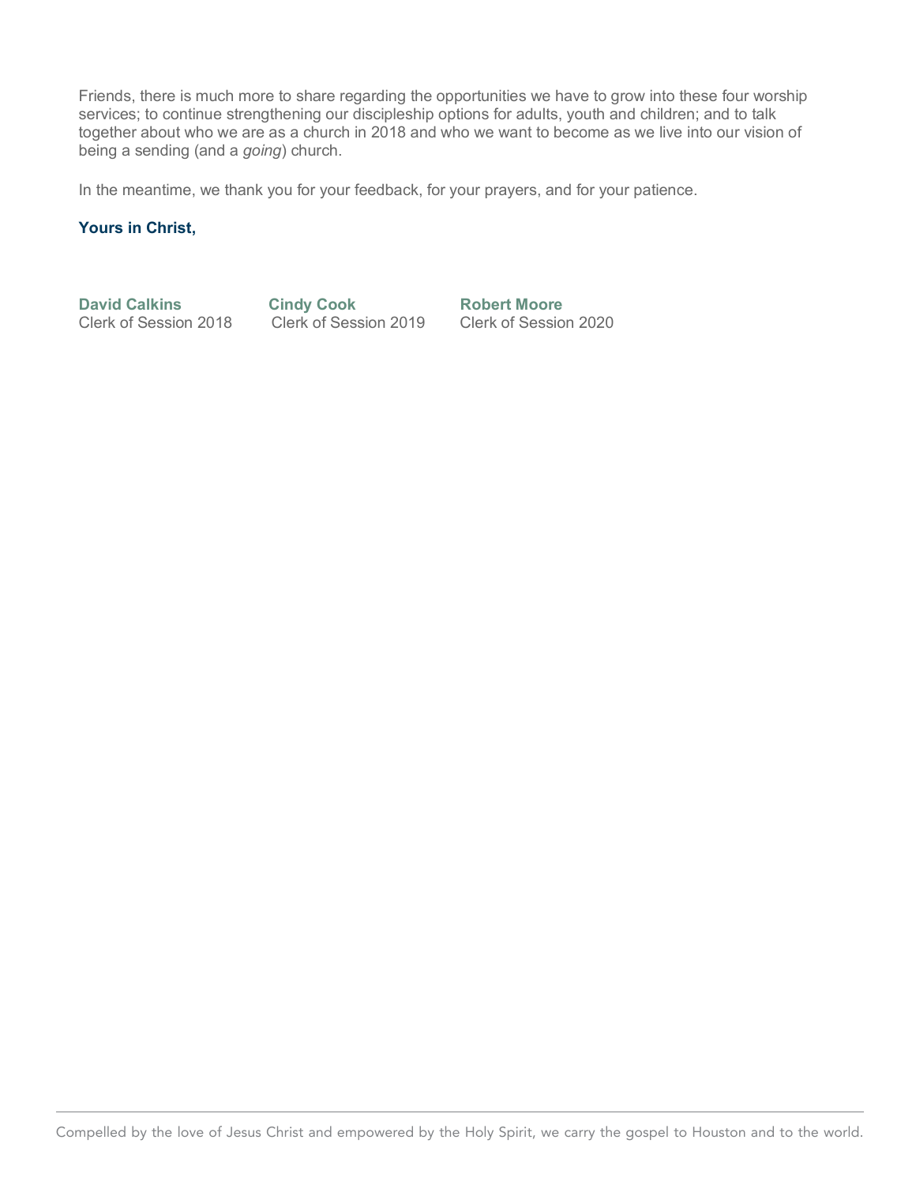Friends, there is much more to share regarding the opportunities we have to grow into these four worship services; to continue strengthening our discipleship options for adults, youth and children; and to talk together about who we are as a church in 2018 and who we want to become as we live into our vision of being a sending (and a *going*) church.

In the meantime, we thank you for your feedback, for your prayers, and for your patience.

**Yours in Christ,**

**David Calkins**
Clerk of Session 2018

**Cindy Cook**
Clerk of Session 2019

**Robert Moore**
Clerk of Session 2020